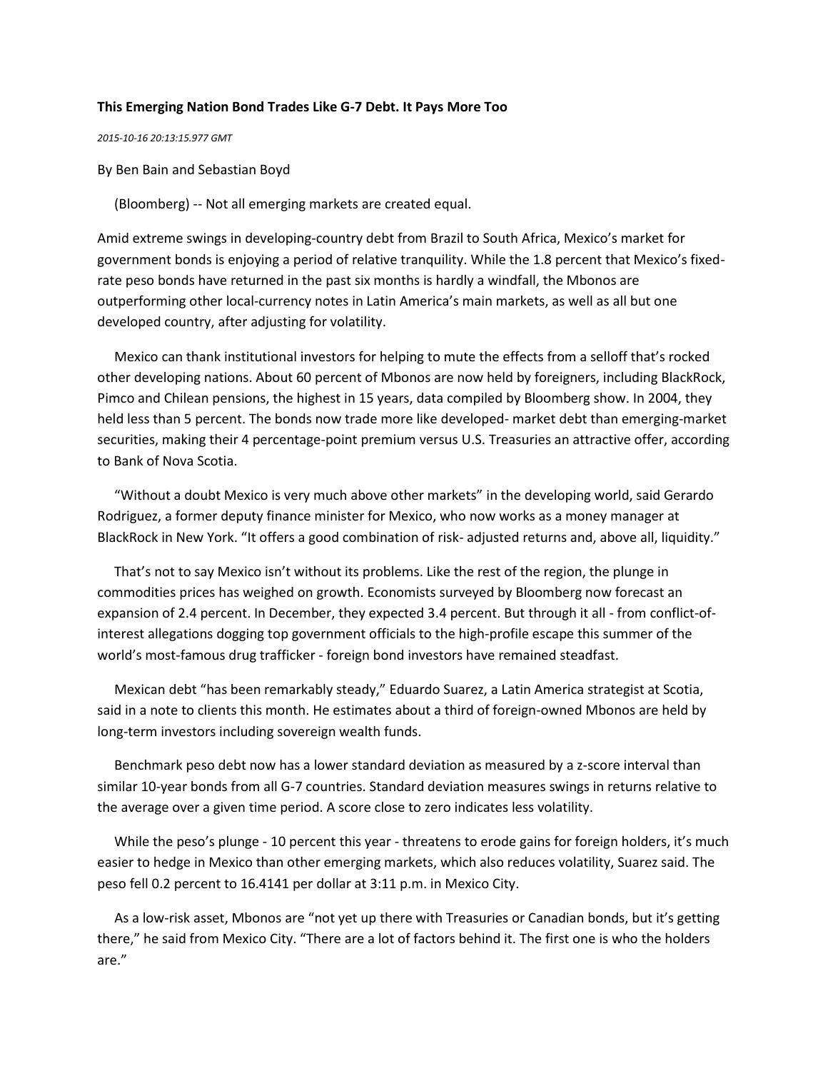**This Emerging Nation Bond Trades Like G-7 Debt. It Pays More Too**

*2015-10-16 20:13:15.977 GMT*

By Ben Bain and Sebastian Boyd

(Bloomberg) -- Not all emerging markets are created equal.

Amid extreme swings in developing-country debt from Brazil to South Africa, Mexico's market for government bonds is enjoying a period of relative tranquility. While the 1.8 percent that Mexico's fixed-rate peso bonds have returned in the past six months is hardly a windfall, the Mbonos are outperforming other local-currency notes in Latin America's main markets, as well as all but one developed country, after adjusting for volatility.

Mexico can thank institutional investors for helping to mute the effects from a selloff that's rocked other developing nations. About 60 percent of Mbonos are now held by foreigners, including BlackRock, Pimco and Chilean pensions, the highest in 15 years, data compiled by Bloomberg show. In 2004, they held less than 5 percent. The bonds now trade more like developed- market debt than emerging-market securities, making their 4 percentage-point premium versus U.S. Treasuries an attractive offer, according to Bank of Nova Scotia.

"Without a doubt Mexico is very much above other markets" in the developing world, said Gerardo Rodriguez, a former deputy finance minister for Mexico, who now works as a money manager at BlackRock in New York. "It offers a good combination of risk- adjusted returns and, above all, liquidity."

That's not to say Mexico isn't without its problems. Like the rest of the region, the plunge in commodities prices has weighed on growth. Economists surveyed by Bloomberg now forecast an expansion of 2.4 percent. In December, they expected 3.4 percent. But through it all - from conflict-of-interest allegations dogging top government officials to the high-profile escape this summer of the world's most-famous drug trafficker - foreign bond investors have remained steadfast.

Mexican debt "has been remarkably steady," Eduardo Suarez, a Latin America strategist at Scotia, said in a note to clients this month. He estimates about a third of foreign-owned Mbonos are held by long-term investors including sovereign wealth funds.

Benchmark peso debt now has a lower standard deviation as measured by a z-score interval than similar 10-year bonds from all G-7 countries. Standard deviation measures swings in returns relative to the average over a given time period. A score close to zero indicates less volatility.

While the peso's plunge - 10 percent this year - threatens to erode gains for foreign holders, it's much easier to hedge in Mexico than other emerging markets, which also reduces volatility, Suarez said. The peso fell 0.2 percent to 16.4141 per dollar at 3:11 p.m. in Mexico City.

As a low-risk asset, Mbonos are "not yet up there with Treasuries or Canadian bonds, but it's getting there," he said from Mexico City. "There are a lot of factors behind it. The first one is who the holders are."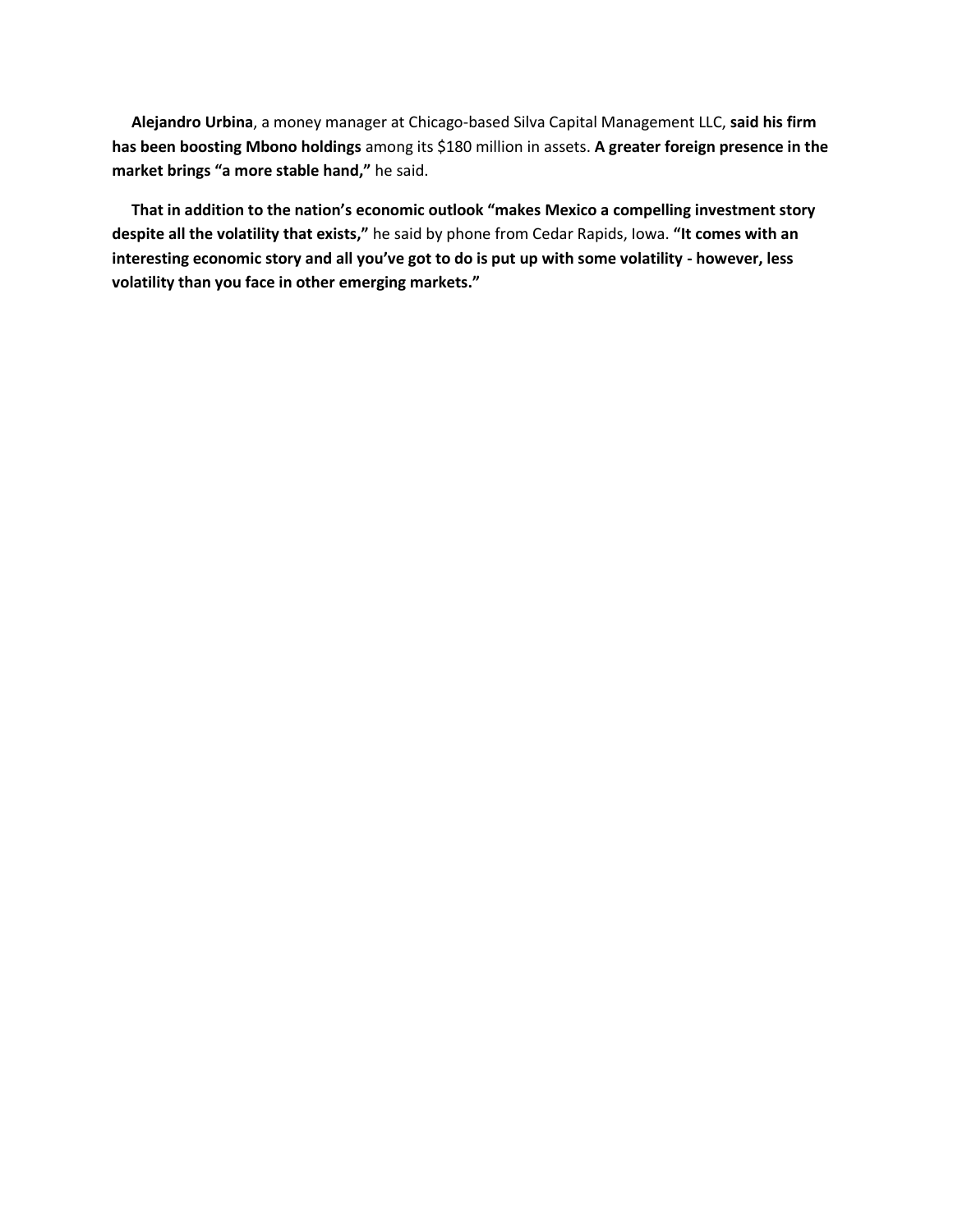**Alejandro Urbina**, a money manager at Chicago-based Silva Capital Management LLC, **said his firm has been boosting Mbono holdings** among its $180 million in assets. **A greater foreign presence in the market brings "a more stable hand,"** he said.

**That in addition to the nation's economic outlook "makes Mexico a compelling investment story despite all the volatility that exists,"** he said by phone from Cedar Rapids, Iowa. **"It comes with an interesting economic story and all you've got to do is put up with some volatility - however, less volatility than you face in other emerging markets."**